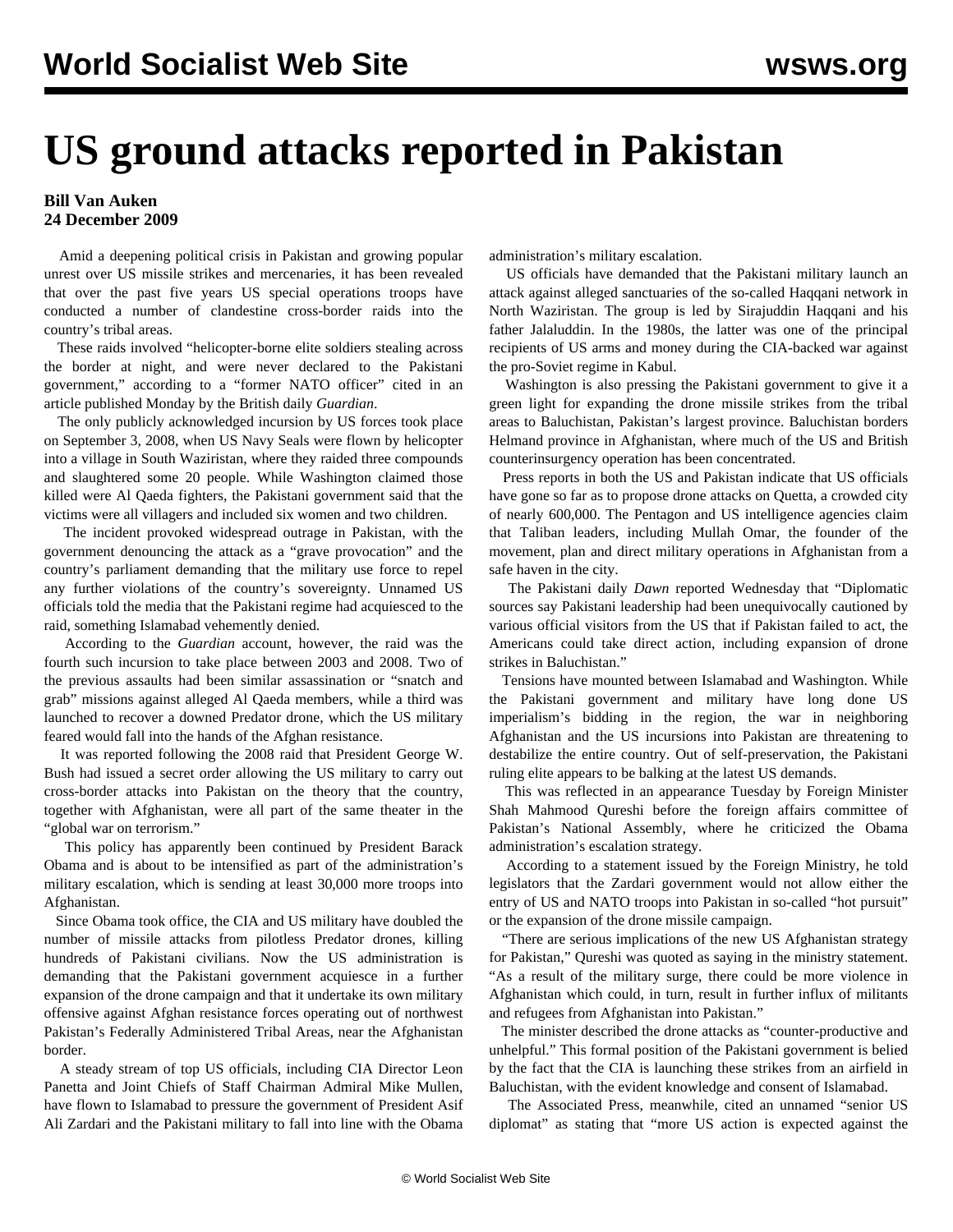# US ground attacks reported in Pakistan

**Bill Van Auken**
**24 December 2009**

Amid a deepening political crisis in Pakistan and growing popular unrest over US missile strikes and mercenaries, it has been revealed that over the past five years US special operations troops have conducted a number of clandestine cross-border raids into the country's tribal areas.

These raids involved "helicopter-borne elite soldiers stealing across the border at night, and were never declared to the Pakistani government," according to a "former NATO officer" cited in an article published Monday by the British daily *Guardian*.

The only publicly acknowledged incursion by US forces took place on September 3, 2008, when US Navy Seals were flown by helicopter into a village in South Waziristan, where they raided three compounds and slaughtered some 20 people. While Washington claimed those killed were Al Qaeda fighters, the Pakistani government said that the victims were all villagers and included six women and two children.

The incident provoked widespread outrage in Pakistan, with the government denouncing the attack as a "grave provocation" and the country's parliament demanding that the military use force to repel any further violations of the country's sovereignty. Unnamed US officials told the media that the Pakistani regime had acquiesced to the raid, something Islamabad vehemently denied.

According to the *Guardian* account, however, the raid was the fourth such incursion to take place between 2003 and 2008. Two of the previous assaults had been similar assassination or "snatch and grab" missions against alleged Al Qaeda members, while a third was launched to recover a downed Predator drone, which the US military feared would fall into the hands of the Afghan resistance.

It was reported following the 2008 raid that President George W. Bush had issued a secret order allowing the US military to carry out cross-border attacks into Pakistan on the theory that the country, together with Afghanistan, were all part of the same theater in the "global war on terrorism."

This policy has apparently been continued by President Barack Obama and is about to be intensified as part of the administration's military escalation, which is sending at least 30,000 more troops into Afghanistan.

Since Obama took office, the CIA and US military have doubled the number of missile attacks from pilotless Predator drones, killing hundreds of Pakistani civilians. Now the US administration is demanding that the Pakistani government acquiesce in a further expansion of the drone campaign and that it undertake its own military offensive against Afghan resistance forces operating out of northwest Pakistan's Federally Administered Tribal Areas, near the Afghanistan border.

A steady stream of top US officials, including CIA Director Leon Panetta and Joint Chiefs of Staff Chairman Admiral Mike Mullen, have flown to Islamabad to pressure the government of President Asif Ali Zardari and the Pakistani military to fall into line with the Obama administration's military escalation.

US officials have demanded that the Pakistani military launch an attack against alleged sanctuaries of the so-called Haqqani network in North Waziristan. The group is led by Sirajuddin Haqqani and his father Jalaluddin. In the 1980s, the latter was one of the principal recipients of US arms and money during the CIA-backed war against the pro-Soviet regime in Kabul.

Washington is also pressing the Pakistani government to give it a green light for expanding the drone missile strikes from the tribal areas to Baluchistan, Pakistan's largest province. Baluchistan borders Helmand province in Afghanistan, where much of the US and British counterinsurgency operation has been concentrated.

Press reports in both the US and Pakistan indicate that US officials have gone so far as to propose drone attacks on Quetta, a crowded city of nearly 600,000. The Pentagon and US intelligence agencies claim that Taliban leaders, including Mullah Omar, the founder of the movement, plan and direct military operations in Afghanistan from a safe haven in the city.

The Pakistani daily *Dawn* reported Wednesday that "Diplomatic sources say Pakistani leadership had been unequivocally cautioned by various official visitors from the US that if Pakistan failed to act, the Americans could take direct action, including expansion of drone strikes in Baluchistan."

Tensions have mounted between Islamabad and Washington. While the Pakistani government and military have long done US imperialism's bidding in the region, the war in neighboring Afghanistan and the US incursions into Pakistan are threatening to destabilize the entire country. Out of self-preservation, the Pakistani ruling elite appears to be balking at the latest US demands.

This was reflected in an appearance Tuesday by Foreign Minister Shah Mahmood Qureshi before the foreign affairs committee of Pakistan's National Assembly, where he criticized the Obama administration's escalation strategy.

According to a statement issued by the Foreign Ministry, he told legislators that the Zardari government would not allow either the entry of US and NATO troops into Pakistan in so-called "hot pursuit" or the expansion of the drone missile campaign.

"There are serious implications of the new US Afghanistan strategy for Pakistan," Qureshi was quoted as saying in the ministry statement. "As a result of the military surge, there could be more violence in Afghanistan which could, in turn, result in further influx of militants and refugees from Afghanistan into Pakistan."

The minister described the drone attacks as "counter-productive and unhelpful." This formal position of the Pakistani government is belied by the fact that the CIA is launching these strikes from an airfield in Baluchistan, with the evident knowledge and consent of Islamabad.

The Associated Press, meanwhile, cited an unnamed "senior US diplomat" as stating that "more US action is expected against the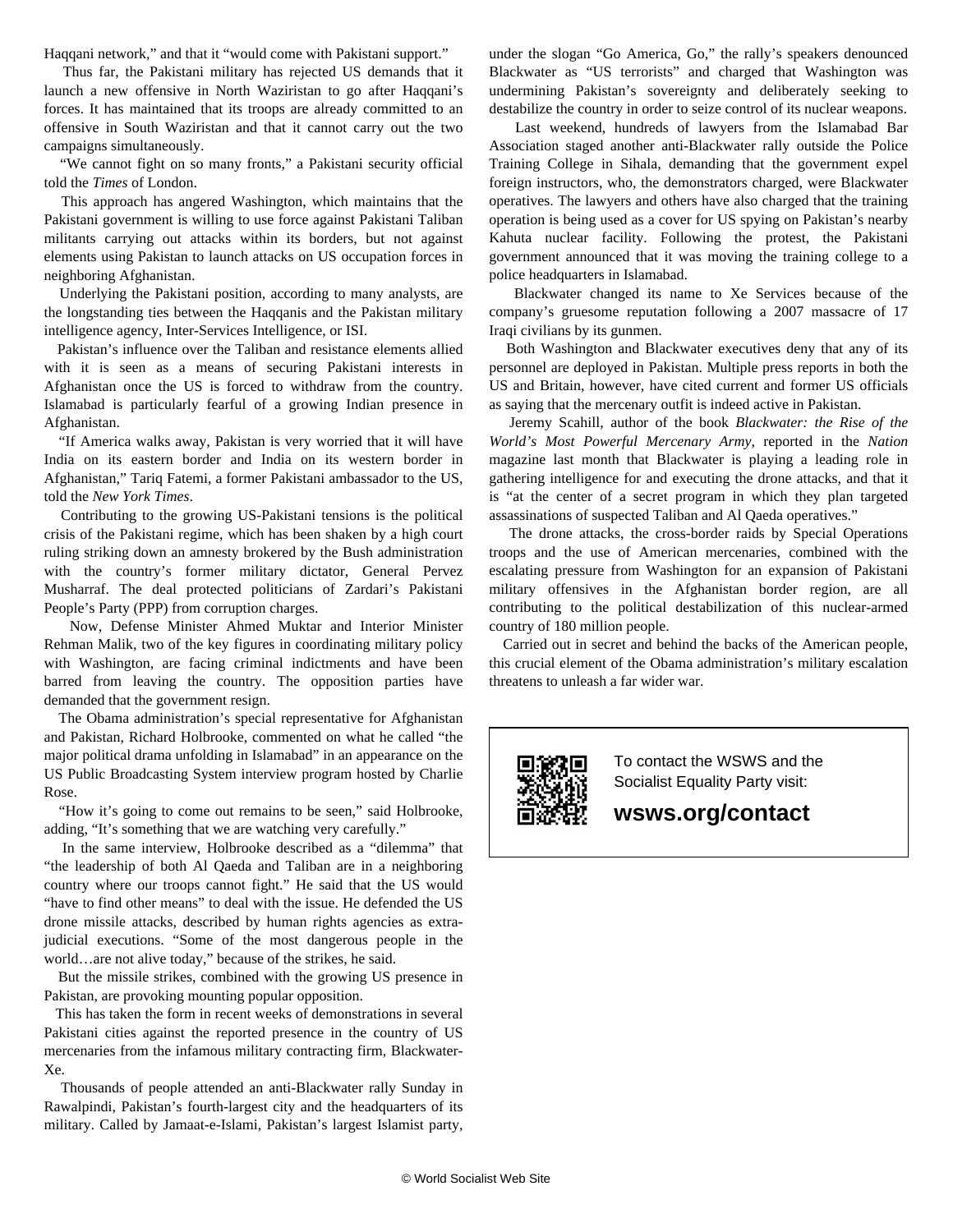Haqqani network," and that it "would come with Pakistani support."

Thus far, the Pakistani military has rejected US demands that it launch a new offensive in North Waziristan to go after Haqqani's forces. It has maintained that its troops are already committed to an offensive in South Waziristan and that it cannot carry out the two campaigns simultaneously.

"We cannot fight on so many fronts," a Pakistani security official told the *Times* of London.

This approach has angered Washington, which maintains that the Pakistani government is willing to use force against Pakistani Taliban militants carrying out attacks within its borders, but not against elements using Pakistan to launch attacks on US occupation forces in neighboring Afghanistan.

Underlying the Pakistani position, according to many analysts, are the longstanding ties between the Haqqanis and the Pakistan military intelligence agency, Inter-Services Intelligence, or ISI.

Pakistan's influence over the Taliban and resistance elements allied with it is seen as a means of securing Pakistani interests in Afghanistan once the US is forced to withdraw from the country. Islamabad is particularly fearful of a growing Indian presence in Afghanistan.

"If America walks away, Pakistan is very worried that it will have India on its eastern border and India on its western border in Afghanistan," Tariq Fatemi, a former Pakistani ambassador to the US, told the *New York Times*.

Contributing to the growing US-Pakistani tensions is the political crisis of the Pakistani regime, which has been shaken by a high court ruling striking down an amnesty brokered by the Bush administration with the country's former military dictator, General Pervez Musharraf. The deal protected politicians of Zardari's Pakistani People's Party (PPP) from corruption charges.

Now, Defense Minister Ahmed Muktar and Interior Minister Rehman Malik, two of the key figures in coordinating military policy with Washington, are facing criminal indictments and have been barred from leaving the country. The opposition parties have demanded that the government resign.

The Obama administration's special representative for Afghanistan and Pakistan, Richard Holbrooke, commented on what he called "the major political drama unfolding in Islamabad" in an appearance on the US Public Broadcasting System interview program hosted by Charlie Rose.

"How it's going to come out remains to be seen," said Holbrooke, adding, "It's something that we are watching very carefully."

In the same interview, Holbrooke described as a "dilemma" that "the leadership of both Al Qaeda and Taliban are in a neighboring country where our troops cannot fight." He said that the US would "have to find other means" to deal with the issue. He defended the US drone missile attacks, described by human rights agencies as extra-judicial executions. "Some of the most dangerous people in the world…are not alive today," because of the strikes, he said.

But the missile strikes, combined with the growing US presence in Pakistan, are provoking mounting popular opposition.

This has taken the form in recent weeks of demonstrations in several Pakistani cities against the reported presence in the country of US mercenaries from the infamous military contracting firm, Blackwater-Xe.

Thousands of people attended an anti-Blackwater rally Sunday in Rawalpindi, Pakistan's fourth-largest city and the headquarters of its military. Called by Jamaat-e-Islami, Pakistan's largest Islamist party, under the slogan "Go America, Go," the rally's speakers denounced Blackwater as "US terrorists" and charged that Washington was undermining Pakistan's sovereignty and deliberately seeking to destabilize the country in order to seize control of its nuclear weapons.

Last weekend, hundreds of lawyers from the Islamabad Bar Association staged another anti-Blackwater rally outside the Police Training College in Sihala, demanding that the government expel foreign instructors, who, the demonstrators charged, were Blackwater operatives. The lawyers and others have also charged that the training operation is being used as a cover for US spying on Pakistan's nearby Kahuta nuclear facility. Following the protest, the Pakistani government announced that it was moving the training college to a police headquarters in Islamabad.

Blackwater changed its name to Xe Services because of the company's gruesome reputation following a 2007 massacre of 17 Iraqi civilians by its gunmen.

Both Washington and Blackwater executives deny that any of its personnel are deployed in Pakistan. Multiple press reports in both the US and Britain, however, have cited current and former US officials as saying that the mercenary outfit is indeed active in Pakistan.

Jeremy Scahill, author of the book *Blackwater: the Rise of the World's Most Powerful Mercenary Army*, reported in the *Nation* magazine last month that Blackwater is playing a leading role in gathering intelligence for and executing the drone attacks, and that it is "at the center of a secret program in which they plan targeted assassinations of suspected Taliban and Al Qaeda operatives."

The drone attacks, the cross-border raids by Special Operations troops and the use of American mercenaries, combined with the escalating pressure from Washington for an expansion of Pakistani military offensives in the Afghanistan border region, are all contributing to the political destabilization of this nuclear-armed country of 180 million people.

Carried out in secret and behind the backs of the American people, this crucial element of the Obama administration's military escalation threatens to unleash a far wider war.

To contact the WSWS and the Socialist Equality Party visit:

**wsws.org/contact**